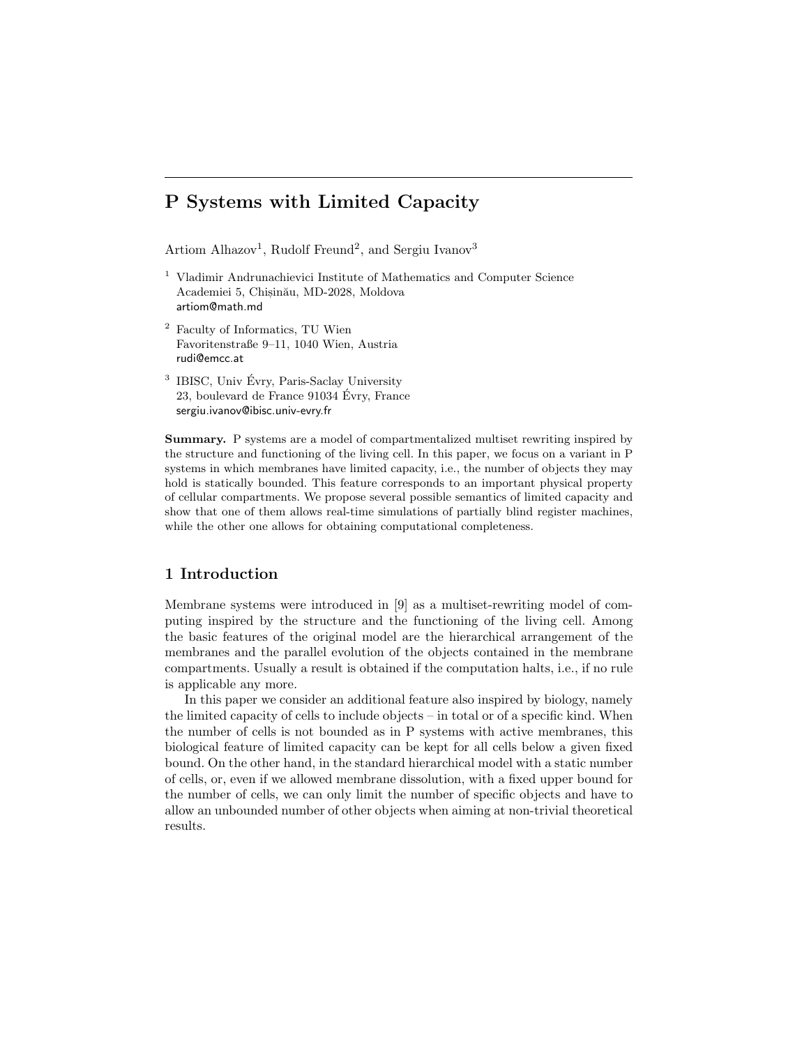# P Systems with Limited Capacity

Artiom Alhazov[1], Rudolf Freund[2], and Sergiu Ivanov[3]

[1] Vladimir Andrunachievici Institute of Mathematics and Computer Science
Academiei 5, Chișinău, MD-2028, Moldova
artiom@math.md

[2] Faculty of Informatics, TU Wien
Favoritenstraße 9–11, 1040 Wien, Austria
rudi@emcc.at

[3] IBISC, Univ Évry, Paris-Saclay University
23, boulevard de France 91034 Évry, France
sergiu.ivanov@ibisc.univ-evry.fr

**Summary.** P systems are a model of compartmentalized multiset rewriting inspired by the structure and functioning of the living cell. In this paper, we focus on a variant in P systems in which membranes have limited capacity, i.e., the number of objects they may hold is statically bounded. This feature corresponds to an important physical property of cellular compartments. We propose several possible semantics of limited capacity and show that one of them allows real-time simulations of partially blind register machines, while the other one allows for obtaining computational completeness.

## 1 Introduction

Membrane systems were introduced in [9] as a multiset-rewriting model of computing inspired by the structure and the functioning of the living cell. Among the basic features of the original model are the hierarchical arrangement of the membranes and the parallel evolution of the objects contained in the membrane compartments. Usually a result is obtained if the computation halts, i.e., if no rule is applicable any more.

In this paper we consider an additional feature also inspired by biology, namely the limited capacity of cells to include objects – in total or of a specific kind. When the number of cells is not bounded as in P systems with active membranes, this biological feature of limited capacity can be kept for all cells below a given fixed bound. On the other hand, in the standard hierarchical model with a static number of cells, or, even if we allowed membrane dissolution, with a fixed upper bound for the number of cells, we can only limit the number of specific objects and have to allow an unbounded number of other objects when aiming at non-trivial theoretical results.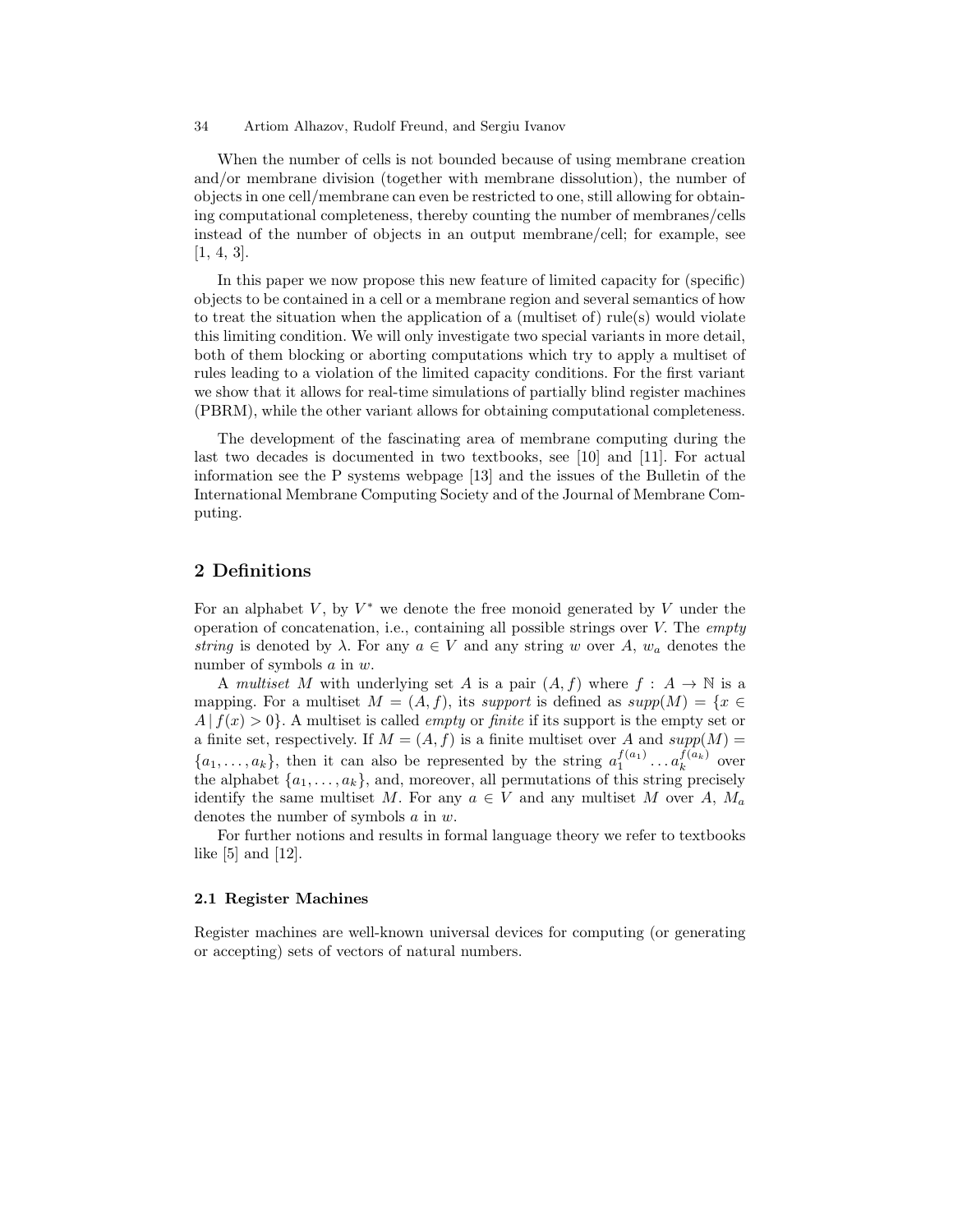When the number of cells is not bounded because of using membrane creation and/or membrane division (together with membrane dissolution), the number of objects in one cell/membrane can even be restricted to one, still allowing for obtaining computational completeness, thereby counting the number of membranes/cells instead of the number of objects in an output membrane/cell; for example, see [1, 4, 3].

In this paper we now propose this new feature of limited capacity for (specific) objects to be contained in a cell or a membrane region and several semantics of how to treat the situation when the application of a (multiset of) rule(s) would violate this limiting condition. We will only investigate two special variants in more detail, both of them blocking or aborting computations which try to apply a multiset of rules leading to a violation of the limited capacity conditions. For the first variant we show that it allows for real-time simulations of partially blind register machines (PBRM), while the other variant allows for obtaining computational completeness.

The development of the fascinating area of membrane computing during the last two decades is documented in two textbooks, see [10] and [11]. For actual information see the P systems webpage [13] and the issues of the Bulletin of the International Membrane Computing Society and of the Journal of Membrane Computing.

## 2 Definitions

For an alphabet $V$, by $V^*$ we denote the free monoid generated by $V$ under the operation of concatenation, i.e., containing all possible strings over $V$. The *empty string* is denoted by $\lambda$. For any $a \in V$ and any string $w$ over $A$, $w_a$ denotes the number of symbols $a$ in $w$.

A *multiset* $M$ with underlying set $A$ is a pair $(A, f)$ where $f : A \to \mathbb{N}$ is a mapping. For a multiset $M = (A, f)$, its *support* is defined as $supp(M) = \{x \in A \mid f(x) > 0\}$. A multiset is called *empty* or *finite* if its support is the empty set or a finite set, respectively. If $M = (A, f)$ is a finite multiset over $A$ and $supp(M) = \{a_1, \ldots, a_k\}$, then it can also be represented by the string $a_1^{f(a_1)} \ldots a_k^{f(a_k)}$ over the alphabet $\{a_1, \ldots, a_k\}$, and, moreover, all permutations of this string precisely identify the same multiset $M$. For any $a \in V$ and any multiset $M$ over $A$, $M_a$ denotes the number of symbols $a$ in $w$.

For further notions and results in formal language theory we refer to textbooks like [5] and [12].

### 2.1 Register Machines

Register machines are well-known universal devices for computing (or generating or accepting) sets of vectors of natural numbers.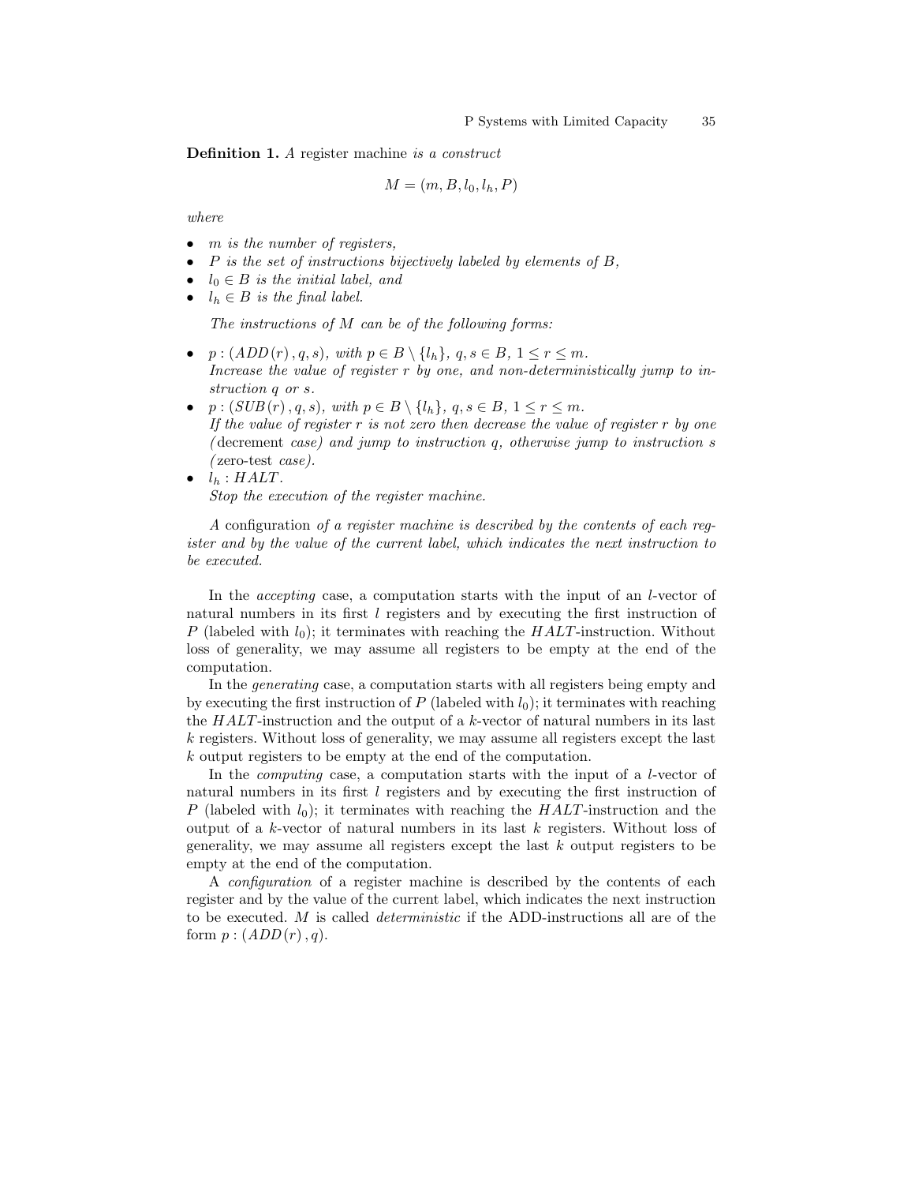**Definition 1.** *A* register machine *is a construct*

$$M = (m, B, l_0, l_h, P)$$

*where*

- *$m$ is the number of registers,*
- *$P$ is the set of instructions bijectively labeled by elements of $B$,*
- *$l_0 \in B$ is the initial label, and*
- *$l_h \in B$ is the final label.*

*The instructions of $M$ can be of the following forms:*

- *$p : (ADD(r), q, s)$, with $p \in B \setminus \{l_h\}$, $q, s \in B$, $1 \leq r \leq m$.*
  *Increase the value of register $r$ by one, and non-deterministically jump to instruction $q$ or $s$.*
- *$p : (SUB(r), q, s)$, with $p \in B \setminus \{l_h\}$, $q, s \in B$, $1 \leq r \leq m$.*
  *If the value of register $r$ is not zero then decrease the value of register $r$ by one (*decrement *case) and jump to instruction $q$, otherwise jump to instruction $s$ (*zero-test *case).*
- *$l_h : HALT$.*
  *Stop the execution of the register machine.*

*A* configuration *of a register machine is described by the contents of each register and by the value of the current label, which indicates the next instruction to be executed.*

In the *accepting* case, a computation starts with the input of an $l$-vector of natural numbers in its first $l$ registers and by executing the first instruction of $P$ (labeled with $l_0$); it terminates with reaching the $HALT$-instruction. Without loss of generality, we may assume all registers to be empty at the end of the computation.

In the *generating* case, a computation starts with all registers being empty and by executing the first instruction of $P$ (labeled with $l_0$); it terminates with reaching the $HALT$-instruction and the output of a $k$-vector of natural numbers in its last $k$ registers. Without loss of generality, we may assume all registers except the last $k$ output registers to be empty at the end of the computation.

In the *computing* case, a computation starts with the input of a $l$-vector of natural numbers in its first $l$ registers and by executing the first instruction of $P$ (labeled with $l_0$); it terminates with reaching the $HALT$-instruction and the output of a $k$-vector of natural numbers in its last $k$ registers. Without loss of generality, we may assume all registers except the last $k$ output registers to be empty at the end of the computation.

A *configuration* of a register machine is described by the contents of each register and by the value of the current label, which indicates the next instruction to be executed. $M$ is called *deterministic* if the ADD-instructions all are of the form $p : (ADD(r), q)$.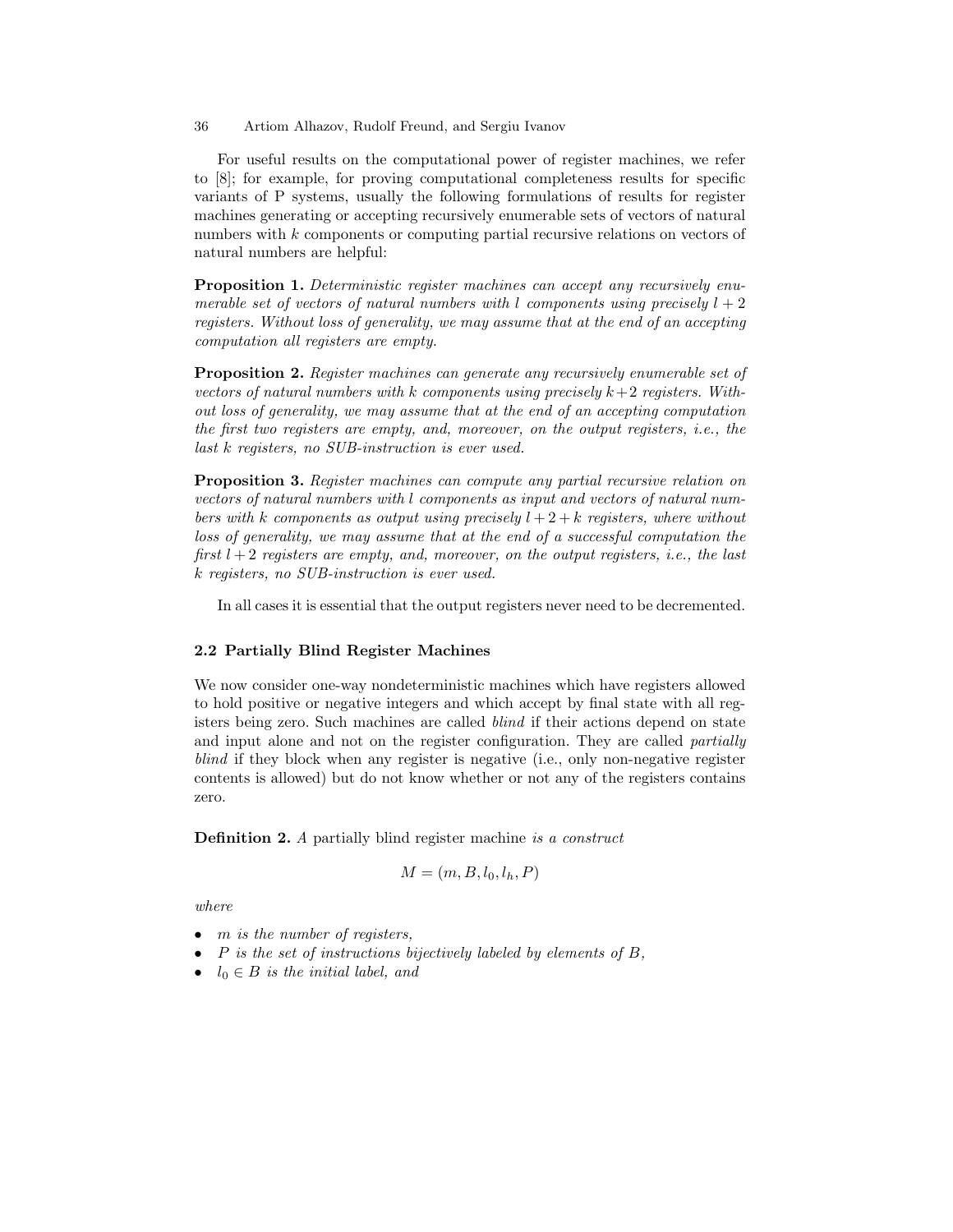For useful results on the computational power of register machines, we refer to [8]; for example, for proving computational completeness results for specific variants of P systems, usually the following formulations of results for register machines generating or accepting recursively enumerable sets of vectors of natural numbers with $k$ components or computing partial recursive relations on vectors of natural numbers are helpful:

**Proposition 1.** *Deterministic register machines can accept any recursively enumerable set of vectors of natural numbers with $l$ components using precisely $l+2$ registers. Without loss of generality, we may assume that at the end of an accepting computation all registers are empty.*

**Proposition 2.** *Register machines can generate any recursively enumerable set of vectors of natural numbers with $k$ components using precisely $k+2$ registers. Without loss of generality, we may assume that at the end of an accepting computation the first two registers are empty, and, moreover, on the output registers, i.e., the last $k$ registers, no SUB-instruction is ever used.*

**Proposition 3.** *Register machines can compute any partial recursive relation on vectors of natural numbers with $l$ components as input and vectors of natural numbers with $k$ components as output using precisely $l+2+k$ registers, where without loss of generality, we may assume that at the end of a successful computation the first $l+2$ registers are empty, and, moreover, on the output registers, i.e., the last $k$ registers, no SUB-instruction is ever used.*

In all cases it is essential that the output registers never need to be decremented.

### 2.2 Partially Blind Register Machines

We now consider one-way nondeterministic machines which have registers allowed to hold positive or negative integers and which accept by final state with all registers being zero. Such machines are called *blind* if their actions depend on state and input alone and not on the register configuration. They are called *partially blind* if they block when any register is negative (i.e., only non-negative register contents is allowed) but do not know whether or not any of the registers contains zero.

**Definition 2.** *A* partially blind register machine *is a construct*

$$M = (m, B, l_0, l_h, P)$$

*where*

- *$m$ is the number of registers,*
- *$P$ is the set of instructions bijectively labeled by elements of $B$,*
- *$l_0 \in B$ is the initial label, and*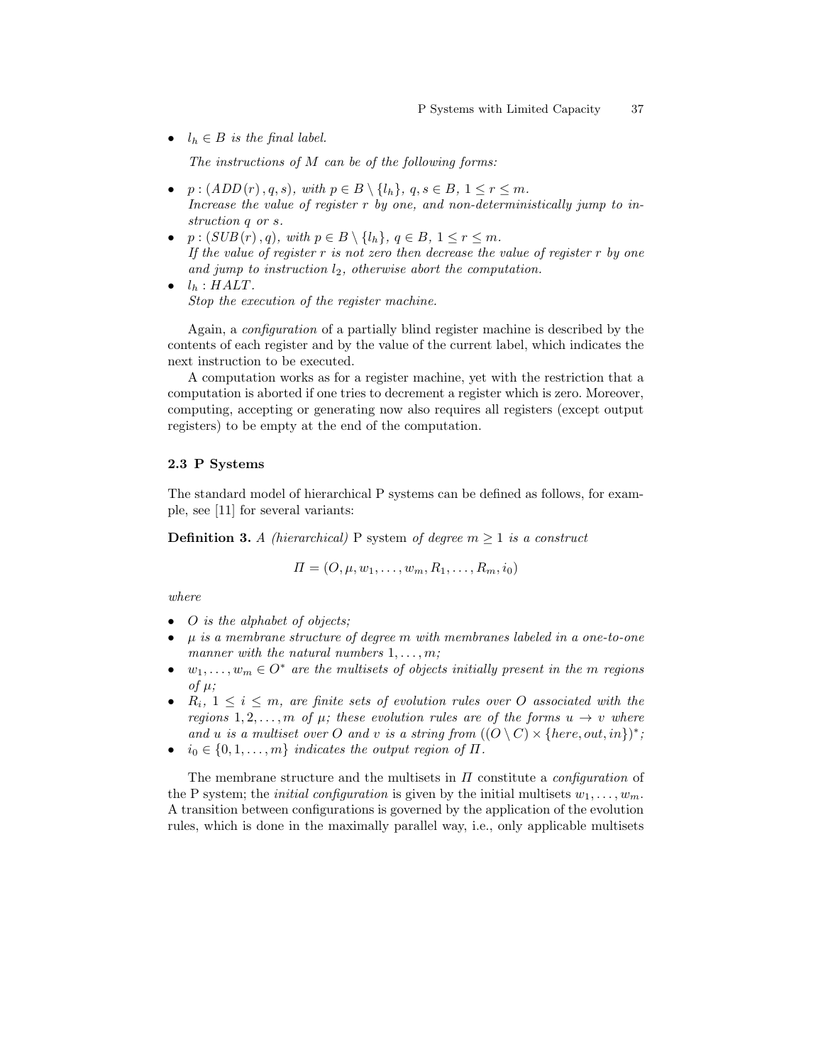- $l_h \in B$ *is the final label.*

  *The instructions of $M$ can be of the following forms:*

- $p : (ADD(r), q, s)$*, with $p \in B \setminus \{l_h\}$, $q, s \in B$, $1 \leq r \leq m$.*
  *Increase the value of register $r$ by one, and non-deterministically jump to instruction $q$ or $s$.*
- $p : (SUB(r), q)$*, with $p \in B \setminus \{l_h\}$, $q \in B$, $1 \leq r \leq m$.*
  *If the value of register $r$ is not zero then decrease the value of register $r$ by one and jump to instruction $l_2$, otherwise abort the computation.*
- $l_h : HALT$.
  *Stop the execution of the register machine.*

Again, a *configuration* of a partially blind register machine is described by the contents of each register and by the value of the current label, which indicates the next instruction to be executed.

A computation works as for a register machine, yet with the restriction that a computation is aborted if one tries to decrement a register which is zero. Moreover, computing, accepting or generating now also requires all registers (except output registers) to be empty at the end of the computation.

### 2.3 P Systems

The standard model of hierarchical P systems can be defined as follows, for example, see [11] for several variants:

**Definition 3.** *A (hierarchical)* P system *of degree $m \geq 1$ is a construct*

$$\Pi = (O, \mu, w_1, \ldots, w_m, R_1, \ldots, R_m, i_0)$$

*where*

- *$O$ is the alphabet of objects;*
- *$\mu$ is a membrane structure of degree $m$ with membranes labeled in a one-to-one manner with the natural numbers $1, \ldots, m$;*
- *$w_1, \ldots, w_m \in O^*$ are the multisets of objects initially present in the $m$ regions of $\mu$;*
- *$R_i$, $1 \leq i \leq m$, are finite sets of evolution rules over $O$ associated with the regions $1, 2, \ldots, m$ of $\mu$; these evolution rules are of the forms $u \to v$ where and $u$ is a multiset over $O$ and $v$ is a string from $((O \setminus C) \times \{here, out, in\})^*$;*
- *$i_0 \in \{0, 1, \ldots, m\}$ indicates the output region of $\Pi$.*

The membrane structure and the multisets in $\Pi$ constitute a *configuration* of the P system; the *initial configuration* is given by the initial multisets $w_1, \ldots, w_m$. A transition between configurations is governed by the application of the evolution rules, which is done in the maximally parallel way, i.e., only applicable multisets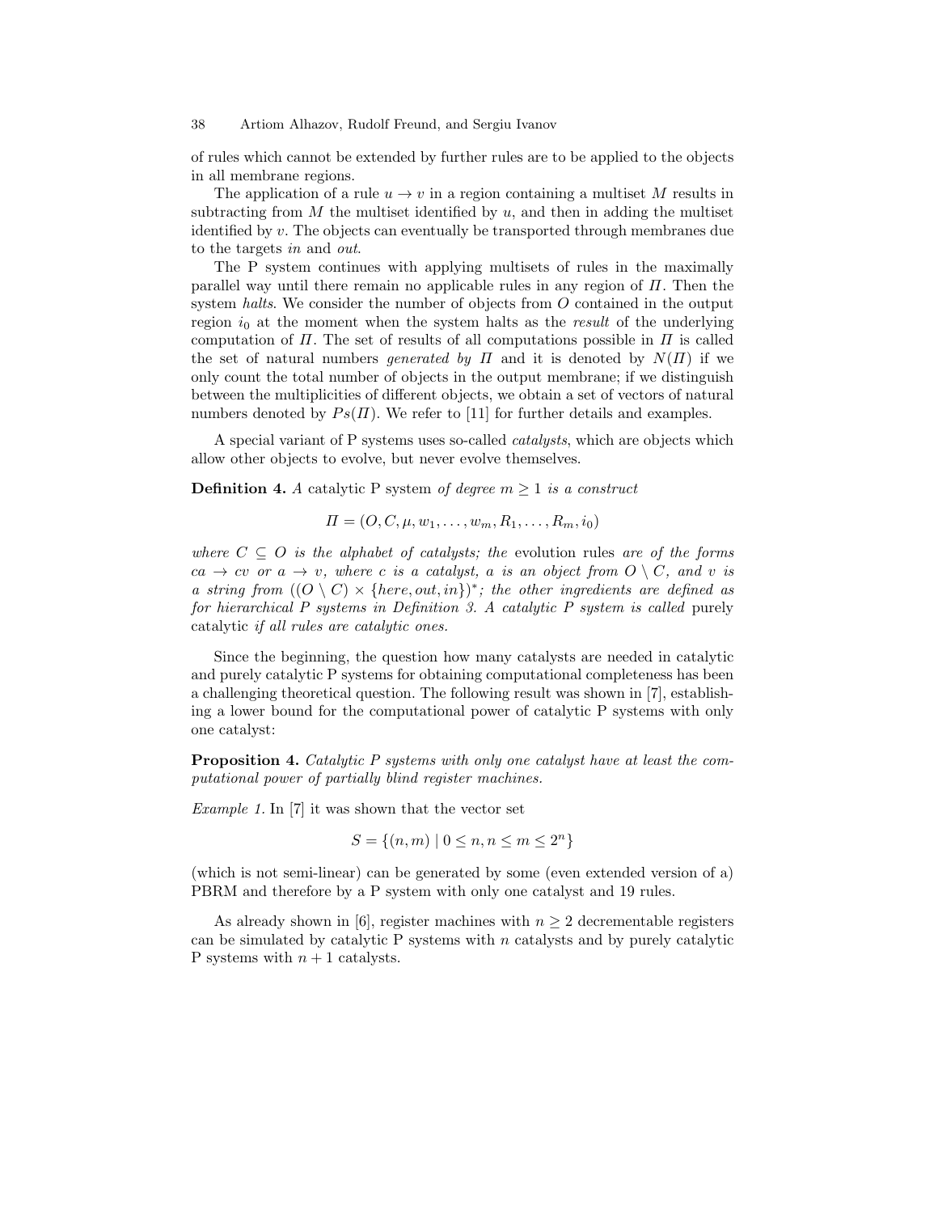of rules which cannot be extended by further rules are to be applied to the objects in all membrane regions.

The application of a rule $u \to v$ in a region containing a multiset $M$ results in subtracting from $M$ the multiset identified by $u$, and then in adding the multiset identified by $v$. The objects can eventually be transported through membranes due to the targets *in* and *out*.

The P system continues with applying multisets of rules in the maximally parallel way until there remain no applicable rules in any region of $\Pi$. Then the system *halts*. We consider the number of objects from $O$ contained in the output region $i_0$ at the moment when the system halts as the *result* of the underlying computation of $\Pi$. The set of results of all computations possible in $\Pi$ is called the set of natural numbers *generated by* $\Pi$ and it is denoted by $N(\Pi)$ if we only count the total number of objects in the output membrane; if we distinguish between the multiplicities of different objects, we obtain a set of vectors of natural numbers denoted by $Ps(\Pi)$. We refer to [11] for further details and examples.

A special variant of P systems uses so-called *catalysts*, which are objects which allow other objects to evolve, but never evolve themselves.

**Definition 4.** *A* catalytic P system *of degree* $m \geq 1$ *is a construct*

$$\Pi = (O, C, \mu, w_1, \ldots, w_m, R_1, \ldots, R_m, i_0)$$

*where* $C \subseteq O$ *is the alphabet of catalysts; the* evolution rules *are of the forms* $ca \to cv$ *or* $a \to v$*, where* $c$ *is a catalyst,* $a$ *is an object from* $O \setminus C$*, and* $v$ *is a string from* $((O \setminus C) \times \{here, out, in\})^*$*; the other ingredients are defined as for hierarchical P systems in Definition 3. A catalytic P system is called* purely catalytic *if all rules are catalytic ones.*

Since the beginning, the question how many catalysts are needed in catalytic and purely catalytic P systems for obtaining computational completeness has been a challenging theoretical question. The following result was shown in [7], establishing a lower bound for the computational power of catalytic P systems with only one catalyst:

**Proposition 4.** *Catalytic P systems with only one catalyst have at least the computational power of partially blind register machines.*

*Example 1.* In [7] it was shown that the vector set

$$S = \{(n, m) \mid 0 \leq n, n \leq m \leq 2^n\}$$

(which is not semi-linear) can be generated by some (even extended version of a) PBRM and therefore by a P system with only one catalyst and 19 rules.

As already shown in [6], register machines with $n \geq 2$ decrementable registers can be simulated by catalytic P systems with $n$ catalysts and by purely catalytic P systems with $n + 1$ catalysts.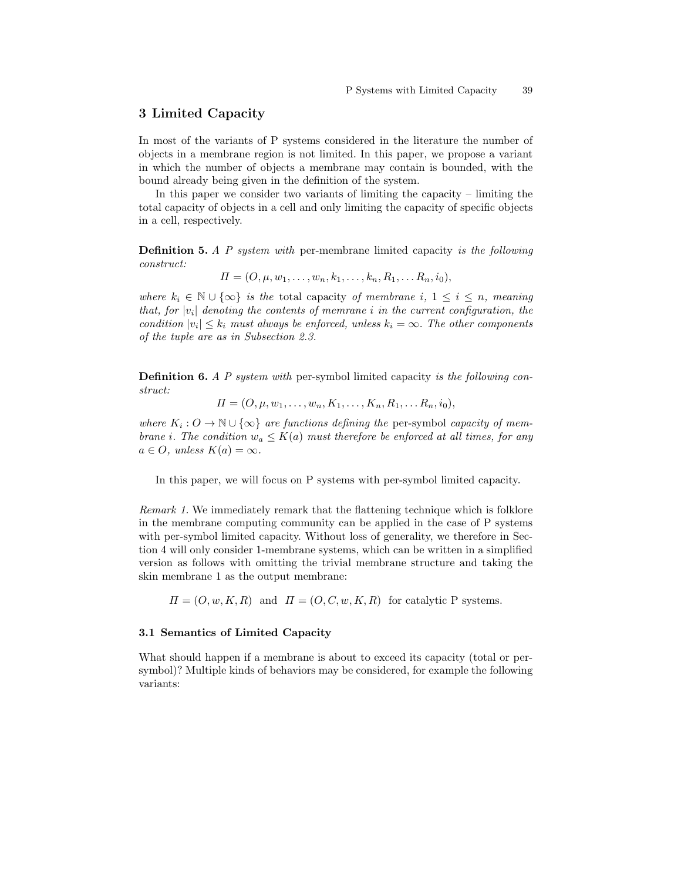## 3 Limited Capacity

In most of the variants of P systems considered in the literature the number of objects in a membrane region is not limited. In this paper, we propose a variant in which the number of objects a membrane may contain is bounded, with the bound already being given in the definition of the system.

In this paper we consider two variants of limiting the capacity – limiting the total capacity of objects in a cell and only limiting the capacity of specific objects in a cell, respectively.

**Definition 5.** *A P system with* per-membrane limited capacity *is the following construct:*

$$\Pi = (O, \mu, w_1, \ldots, w_n, k_1, \ldots, k_n, R_1, \ldots R_n, i_0),$$

*where $k_i \in \mathbb{N} \cup \{\infty\}$ is the* total capacity *of membrane $i$, $1 \leq i \leq n$, meaning that, for $|v_i|$ denoting the contents of memrane $i$ in the current configuration, the condition $|v_i| \leq k_i$ must always be enforced, unless $k_i = \infty$. The other components of the tuple are as in Subsection 2.3.*

**Definition 6.** *A P system with* per-symbol limited capacity *is the following construct:*

$$\Pi = (O, \mu, w_1, \ldots, w_n, K_1, \ldots, K_n, R_1, \ldots R_n, i_0),$$

*where $K_i : O \to \mathbb{N} \cup \{\infty\}$ are functions defining the* per-symbol *capacity of membrane $i$. The condition $w_a \leq K(a)$ must therefore be enforced at all times, for any $a \in O$, unless $K(a) = \infty$.*

In this paper, we will focus on P systems with per-symbol limited capacity.

*Remark 1.* We immediately remark that the flattening technique which is folklore in the membrane computing community can be applied in the case of P systems with per-symbol limited capacity. Without loss of generality, we therefore in Section 4 will only consider 1-membrane systems, which can be written in a simplified version as follows with omitting the trivial membrane structure and taking the skin membrane 1 as the output membrane:

$$\Pi = (O, w, K, R) \text{ and } \Pi = (O, C, w, K, R) \text{ for catalytic P systems.}$$

### 3.1 Semantics of Limited Capacity

What should happen if a membrane is about to exceed its capacity (total or per-symbol)? Multiple kinds of behaviors may be considered, for example the following variants: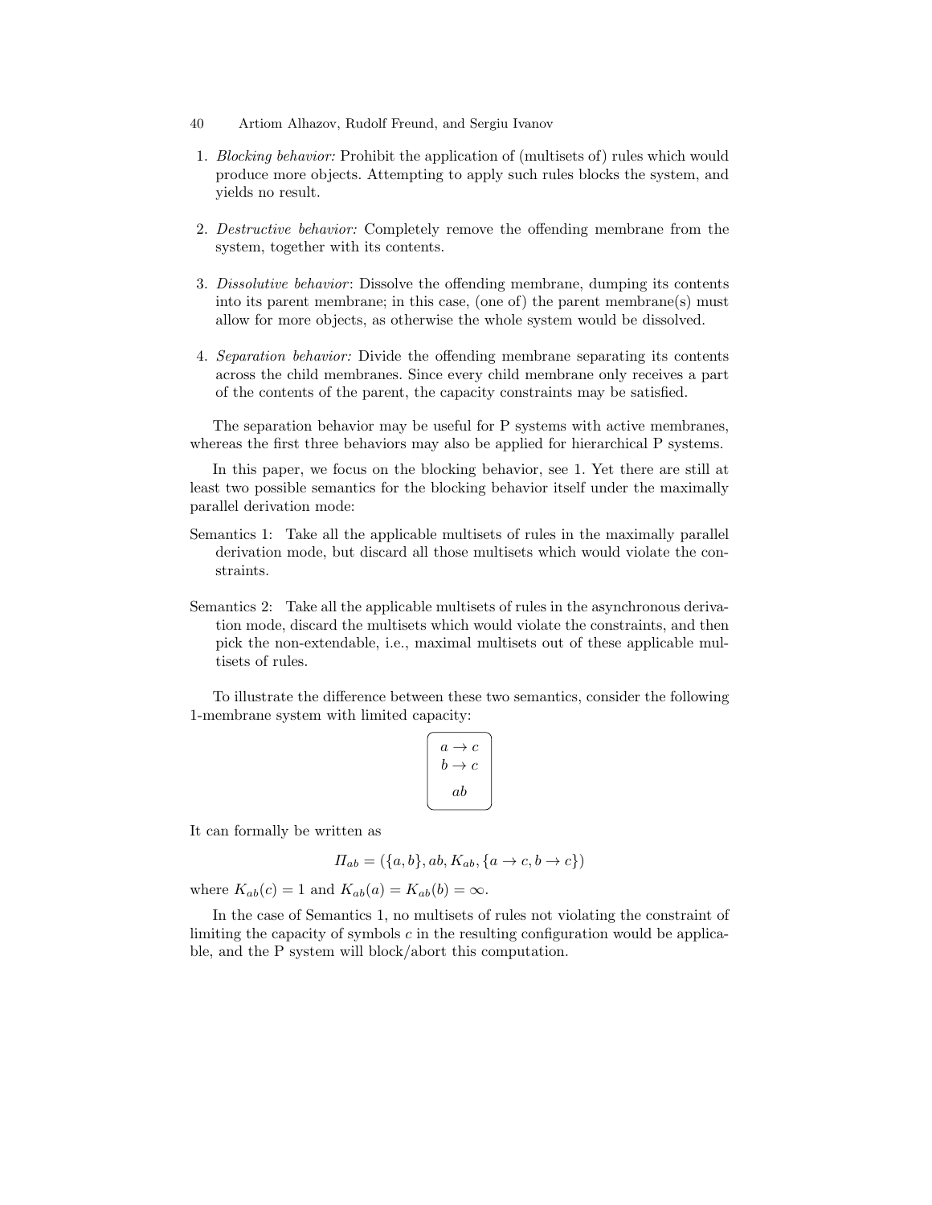1. *Blocking behavior:* Prohibit the application of (multisets of) rules which would produce more objects. Attempting to apply such rules blocks the system, and yields no result.

2. *Destructive behavior:* Completely remove the offending membrane from the system, together with its contents.

3. *Dissolutive behavior*: Dissolve the offending membrane, dumping its contents into its parent membrane; in this case, (one of) the parent membrane(s) must allow for more objects, as otherwise the whole system would be dissolved.

4. *Separation behavior:* Divide the offending membrane separating its contents across the child membranes. Since every child membrane only receives a part of the contents of the parent, the capacity constraints may be satisfied.

The separation behavior may be useful for P systems with active membranes, whereas the first three behaviors may also be applied for hierarchical P systems.

In this paper, we focus on the blocking behavior, see 1. Yet there are still at least two possible semantics for the blocking behavior itself under the maximally parallel derivation mode:

Semantics 1: Take all the applicable multisets of rules in the maximally parallel derivation mode, but discard all those multisets which would violate the constraints.

Semantics 2: Take all the applicable multisets of rules in the asynchronous derivation mode, discard the multisets which would violate the constraints, and then pick the non-extendable, i.e., maximal multisets out of these applicable multisets of rules.

To illustrate the difference between these two semantics, consider the following 1-membrane system with limited capacity:

$$\begin{array}{c} a \to c \\ b \to c \\ \\ ab \end{array}$$

It can formally be written as

$$\Pi_{ab} = (\{a, b\}, ab, K_{ab}, \{a \to c, b \to c\})$$

where $K_{ab}(c) = 1$ and $K_{ab}(a) = K_{ab}(b) = \infty$.

In the case of Semantics 1, no multisets of rules not violating the constraint of limiting the capacity of symbols $c$ in the resulting configuration would be applicable, and the P system will block/abort this computation.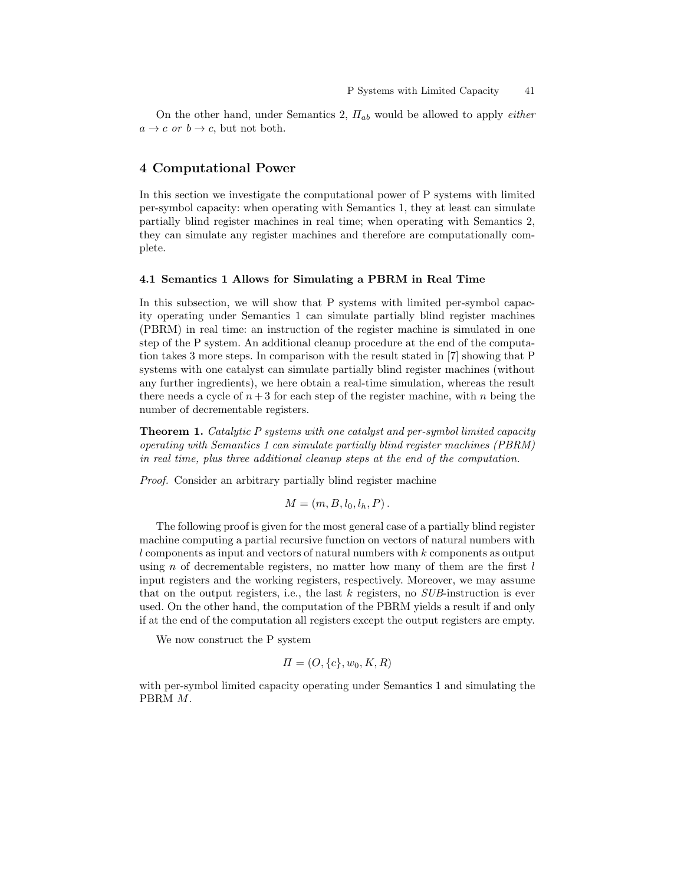On the other hand, under Semantics 2, $\Pi_{ab}$ would be allowed to apply *either* $a \to c$ *or* $b \to c$, but not both.

## 4 Computational Power

In this section we investigate the computational power of P systems with limited per-symbol capacity: when operating with Semantics 1, they at least can simulate partially blind register machines in real time; when operating with Semantics 2, they can simulate any register machines and therefore are computationally complete.

### 4.1 Semantics 1 Allows for Simulating a PBRM in Real Time

In this subsection, we will show that P systems with limited per-symbol capacity operating under Semantics 1 can simulate partially blind register machines (PBRM) in real time: an instruction of the register machine is simulated in one step of the P system. An additional cleanup procedure at the end of the computation takes 3 more steps. In comparison with the result stated in [7] showing that P systems with one catalyst can simulate partially blind register machines (without any further ingredients), we here obtain a real-time simulation, whereas the result there needs a cycle of $n+3$ for each step of the register machine, with $n$ being the number of decrementable registers.

**Theorem 1.** *Catalytic P systems with one catalyst and per-symbol limited capacity operating with Semantics 1 can simulate partially blind register machines (PBRM) in real time, plus three additional cleanup steps at the end of the computation.*

*Proof.* Consider an arbitrary partially blind register machine

$$M = (m, B, l_0, l_h, P).$$

The following proof is given for the most general case of a partially blind register machine computing a partial recursive function on vectors of natural numbers with $l$ components as input and vectors of natural numbers with $k$ components as output using $n$ of decrementable registers, no matter how many of them are the first $l$ input registers and the working registers, respectively. Moreover, we may assume that on the output registers, i.e., the last $k$ registers, no *SUB*-instruction is ever used. On the other hand, the computation of the PBRM yields a result if and only if at the end of the computation all registers except the output registers are empty.

We now construct the P system

$$\Pi = (O, \{c\}, w_0, K, R)$$

with per-symbol limited capacity operating under Semantics 1 and simulating the PBRM $M$.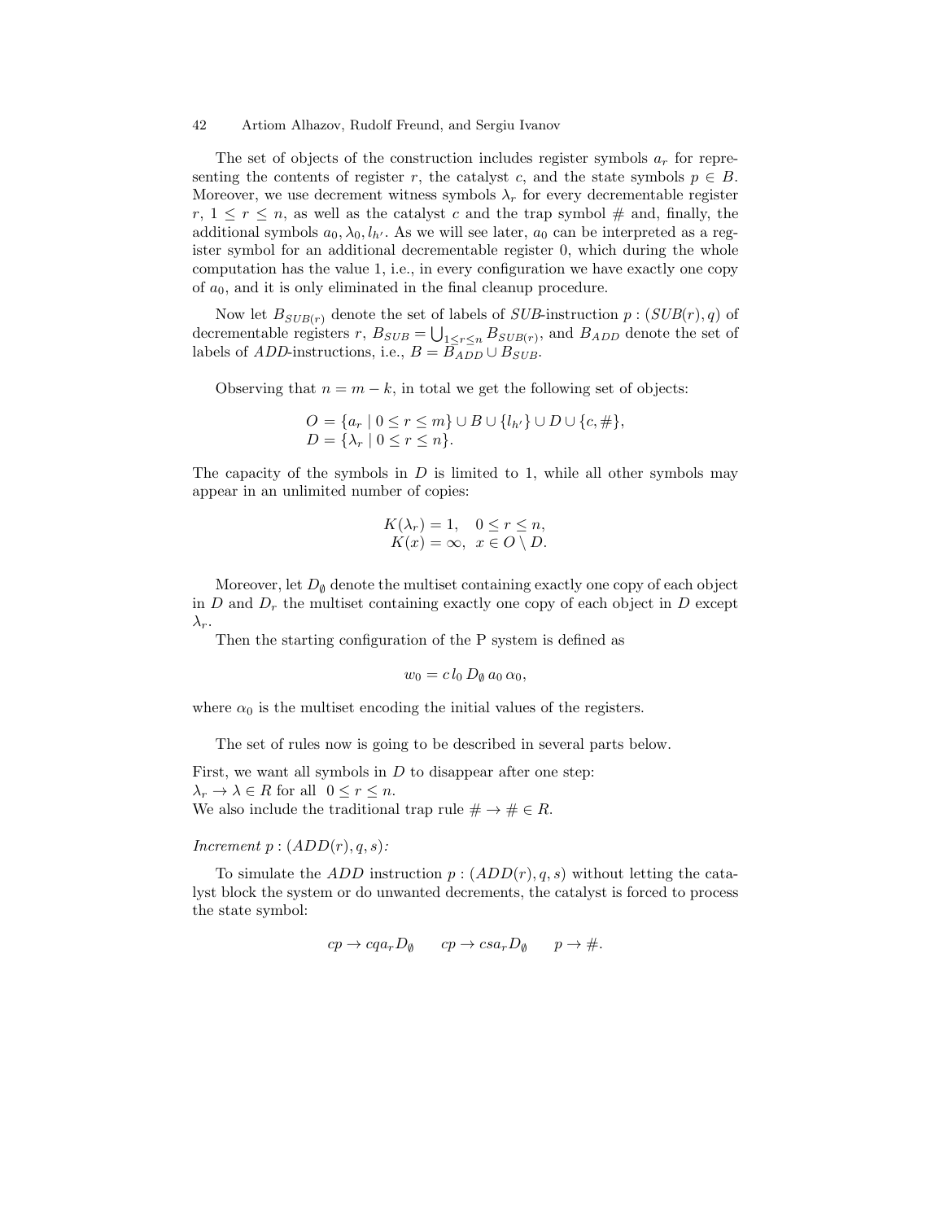The set of objects of the construction includes register symbols $a_r$ for representing the contents of register $r$, the catalyst $c$, and the state symbols $p \in B$. Moreover, we use decrement witness symbols $\lambda_r$ for every decrementable register $r$, $1 \leq r \leq n$, as well as the catalyst $c$ and the trap symbol $\#$ and, finally, the additional symbols $a_0, \lambda_0, l_{h'}$. As we will see later, $a_0$ can be interpreted as a register symbol for an additional decrementable register 0, which during the whole computation has the value 1, i.e., in every configuration we have exactly one copy of $a_0$, and it is only eliminated in the final cleanup procedure.

Now let $B_{SUB(r)}$ denote the set of labels of *SUB*-instruction $p : (SUB(r), q)$ of decrementable registers $r$, $B_{SUB} = \bigcup_{1 \leq r \leq n} B_{SUB(r)}$, and $B_{ADD}$ denote the set of labels of *ADD*-instructions, i.e., $B = B_{ADD} \cup B_{SUB}$.

Observing that $n = m - k$, in total we get the following set of objects:

$$
\begin{aligned}
O &= \{a_r \mid 0 \leq r \leq m\} \cup B \cup \{l_{h'}\} \cup D \cup \{c, \#\}, \\
D &= \{\lambda_r \mid 0 \leq r \leq n\}.
\end{aligned}
$$

The capacity of the symbols in $D$ is limited to 1, while all other symbols may appear in an unlimited number of copies:

$$
\begin{aligned}
K(\lambda_r) &= 1, \quad 0 \leq r \leq n, \\
K(x) &= \infty, \quad x \in O \setminus D.
\end{aligned}
$$

Moreover, let $D_\emptyset$ denote the multiset containing exactly one copy of each object in $D$ and $D_r$ the multiset containing exactly one copy of each object in $D$ except $\lambda_r$.

Then the starting configuration of the P system is defined as

$$
w_0 = c\, l_0\, D_\emptyset\, a_0\, \alpha_0,
$$

where $\alpha_0$ is the multiset encoding the initial values of the registers.

The set of rules now is going to be described in several parts below.

First, we want all symbols in $D$ to disappear after one step:
$\lambda_r \to \lambda \in R$ for all $0 \leq r \leq n$.
We also include the traditional trap rule $\# \to \# \in R$.

*Increment* $p : (ADD(r), q, s)$*:*

To simulate the *ADD* instruction $p : (ADD(r), q, s)$ without letting the catalyst block the system or do unwanted decrements, the catalyst is forced to process the state symbol:

$$
cp \to cqa_rD_\emptyset \qquad cp \to csa_rD_\emptyset \qquad p \to \#.
$$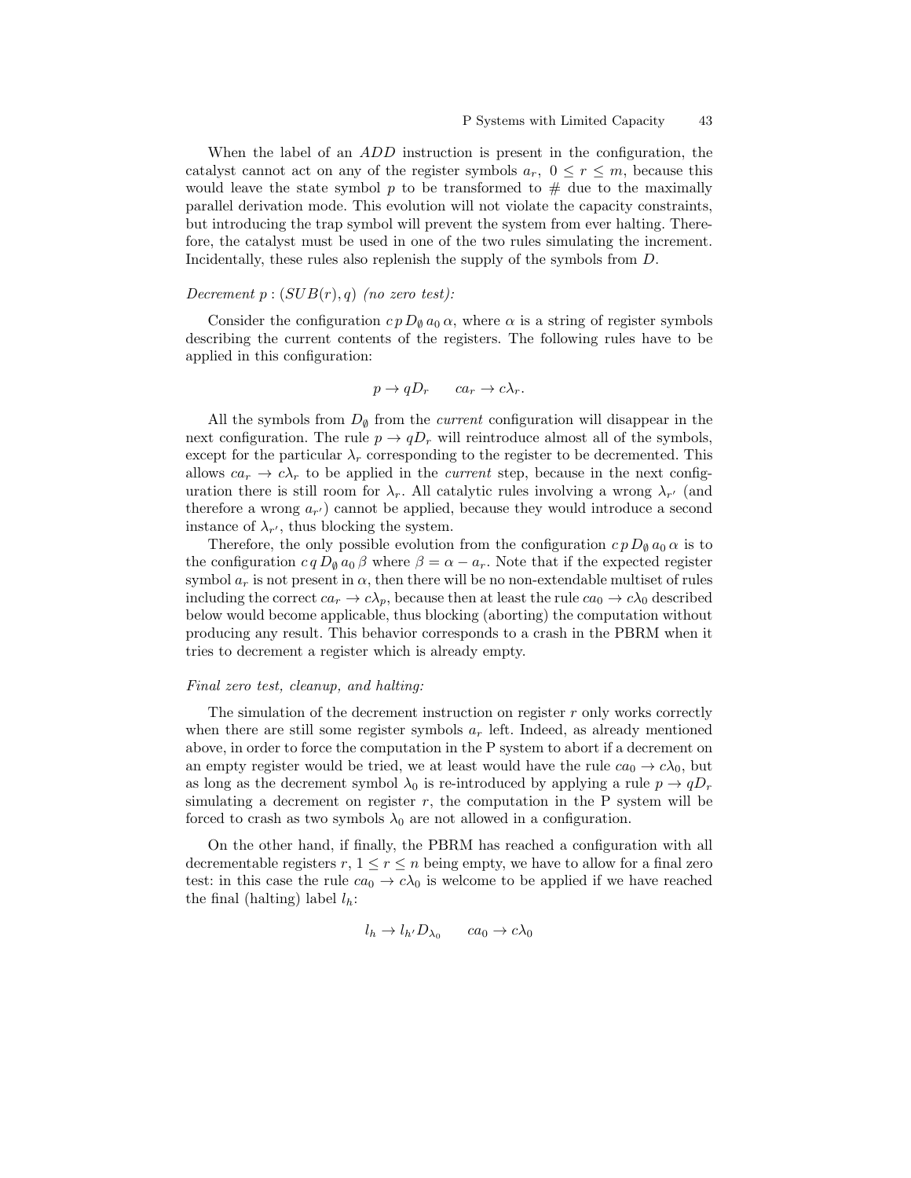When the label of an $ADD$ instruction is present in the configuration, the catalyst cannot act on any of the register symbols $a_r$, $0 \leq r \leq m$, because this would leave the state symbol $p$ to be transformed to $\#$ due to the maximally parallel derivation mode. This evolution will not violate the capacity constraints, but introducing the trap symbol will prevent the system from ever halting. Therefore, the catalyst must be used in one of the two rules simulating the increment. Incidentally, these rules also replenish the supply of the symbols from $D$.

*Decrement $p : (SUB(r), q)$ (no zero test):*

Consider the configuration $c\, p\, D_\emptyset\, a_0\, \alpha$, where $\alpha$ is a string of register symbols describing the current contents of the registers. The following rules have to be applied in this configuration:

$$p \to qD_r \qquad ca_r \to c\lambda_r.$$

All the symbols from $D_\emptyset$ from the *current* configuration will disappear in the next configuration. The rule $p \to qD_r$ will reintroduce almost all of the symbols, except for the particular $\lambda_r$ corresponding to the register to be decremented. This allows $ca_r \to c\lambda_r$ to be applied in the *current* step, because in the next configuration there is still room for $\lambda_r$. All catalytic rules involving a wrong $\lambda_{r'}$ (and therefore a wrong $a_{r'}$) cannot be applied, because they would introduce a second instance of $\lambda_{r'}$, thus blocking the system.

Therefore, the only possible evolution from the configuration $c\, p\, D_\emptyset\, a_0\, \alpha$ is to the configuration $c\, q\, D_\emptyset\, a_0\, \beta$ where $\beta = \alpha - a_r$. Note that if the expected register symbol $a_r$ is not present in $\alpha$, then there will be no non-extendable multiset of rules including the correct $ca_r \to c\lambda_p$, because then at least the rule $ca_0 \to c\lambda_0$ described below would become applicable, thus blocking (aborting) the computation without producing any result. This behavior corresponds to a crash in the PBRM when it tries to decrement a register which is already empty.

*Final zero test, cleanup, and halting:*

The simulation of the decrement instruction on register $r$ only works correctly when there are still some register symbols $a_r$ left. Indeed, as already mentioned above, in order to force the computation in the P system to abort if a decrement on an empty register would be tried, we at least would have the rule $ca_0 \to c\lambda_0$, but as long as the decrement symbol $\lambda_0$ is re-introduced by applying a rule $p \to qD_r$ simulating a decrement on register $r$, the computation in the P system will be forced to crash as two symbols $\lambda_0$ are not allowed in a configuration.

On the other hand, if finally, the PBRM has reached a configuration with all decrementable registers $r$, $1 \leq r \leq n$ being empty, we have to allow for a final zero test: in this case the rule $ca_0 \to c\lambda_0$ is welcome to be applied if we have reached the final (halting) label $l_h$:

$$l_h \to l_{h'} D_{\lambda_0} \qquad ca_0 \to c\lambda_0$$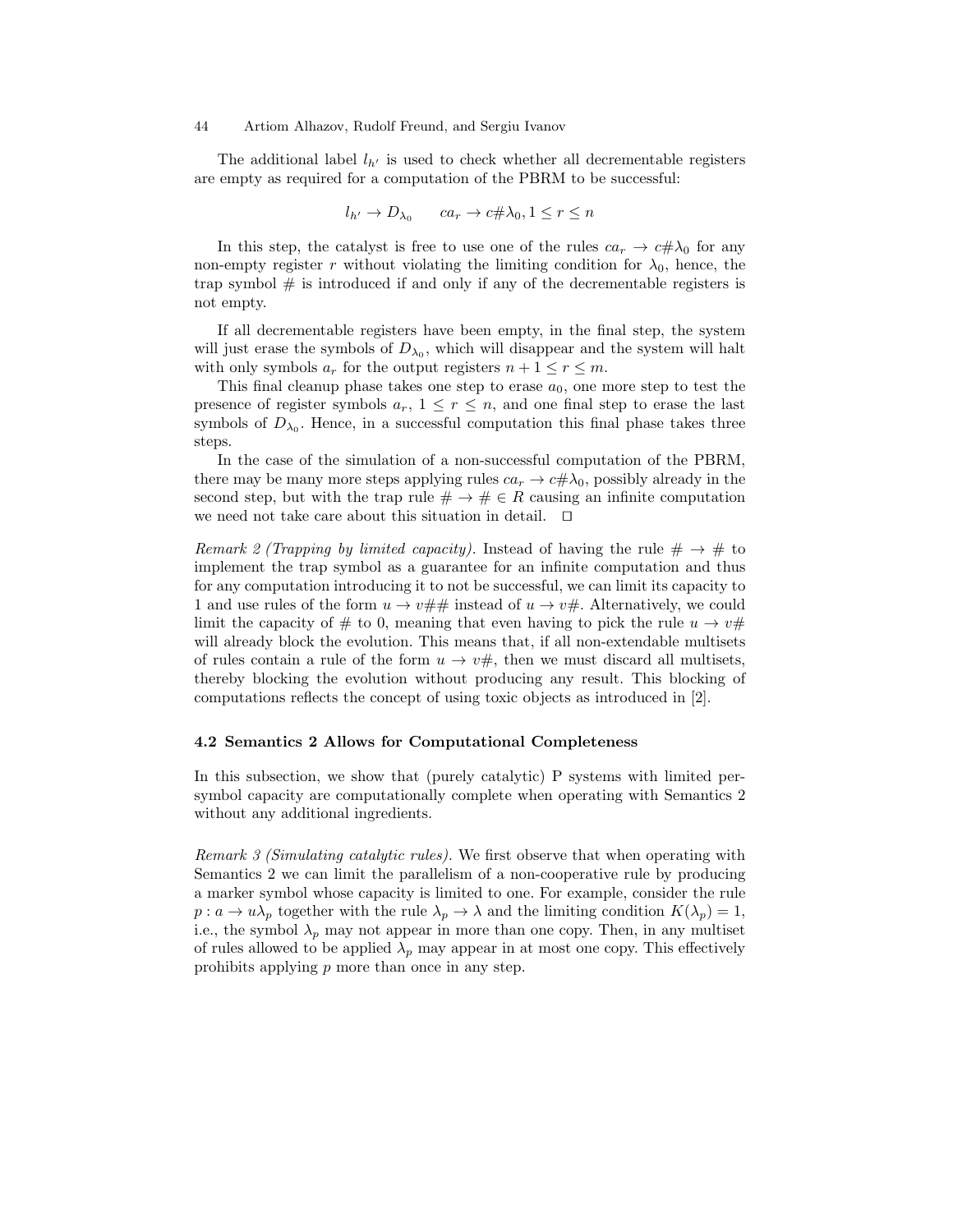The additional label $l_{h'}$ is used to check whether all decrementable registers are empty as required for a computation of the PBRM to be successful:

$$l_{h'} \to D_{\lambda_0} \qquad ca_r \to c\#\lambda_0, 1 \le r \le n$$

In this step, the catalyst is free to use one of the rules $ca_r \to c\#\lambda_0$ for any non-empty register $r$ without violating the limiting condition for $\lambda_0$, hence, the trap symbol # is introduced if and only if any of the decrementable registers is not empty.

If all decrementable registers have been empty, in the final step, the system will just erase the symbols of $D_{\lambda_0}$, which will disappear and the system will halt with only symbols $a_r$ for the output registers $n+1 \le r \le m$.

This final cleanup phase takes one step to erase $a_0$, one more step to test the presence of register symbols $a_r$, $1 \le r \le n$, and one final step to erase the last symbols of $D_{\lambda_0}$. Hence, in a successful computation this final phase takes three steps.

In the case of the simulation of a non-successful computation of the PBRM, there may be many more steps applying rules $ca_r \to c\#\lambda_0$, possibly already in the second step, but with the trap rule $\# \to \# \in R$ causing an infinite computation we need not take care about this situation in detail. □

*Remark 2 (Trapping by limited capacity).* Instead of having the rule $\# \to \#$ to implement the trap symbol as a guarantee for an infinite computation and thus for any computation introducing it to not be successful, we can limit its capacity to 1 and use rules of the form $u \to v\#\#$ instead of $u \to v\#$. Alternatively, we could limit the capacity of # to 0, meaning that even having to pick the rule $u \to v\#$ will already block the evolution. This means that, if all non-extendable multisets of rules contain a rule of the form $u \to v\#$, then we must discard all multisets, thereby blocking the evolution without producing any result. This blocking of computations reflects the concept of using toxic objects as introduced in [2].

### 4.2 Semantics 2 Allows for Computational Completeness

In this subsection, we show that (purely catalytic) P systems with limited per-symbol capacity are computationally complete when operating with Semantics 2 without any additional ingredients.

*Remark 3 (Simulating catalytic rules).* We first observe that when operating with Semantics 2 we can limit the parallelism of a non-cooperative rule by producing a marker symbol whose capacity is limited to one. For example, consider the rule $p : a \to u\lambda_p$ together with the rule $\lambda_p \to \lambda$ and the limiting condition $K(\lambda_p) = 1$, i.e., the symbol $\lambda_p$ may not appear in more than one copy. Then, in any multiset of rules allowed to be applied $\lambda_p$ may appear in at most one copy. This effectively prohibits applying $p$ more than once in any step.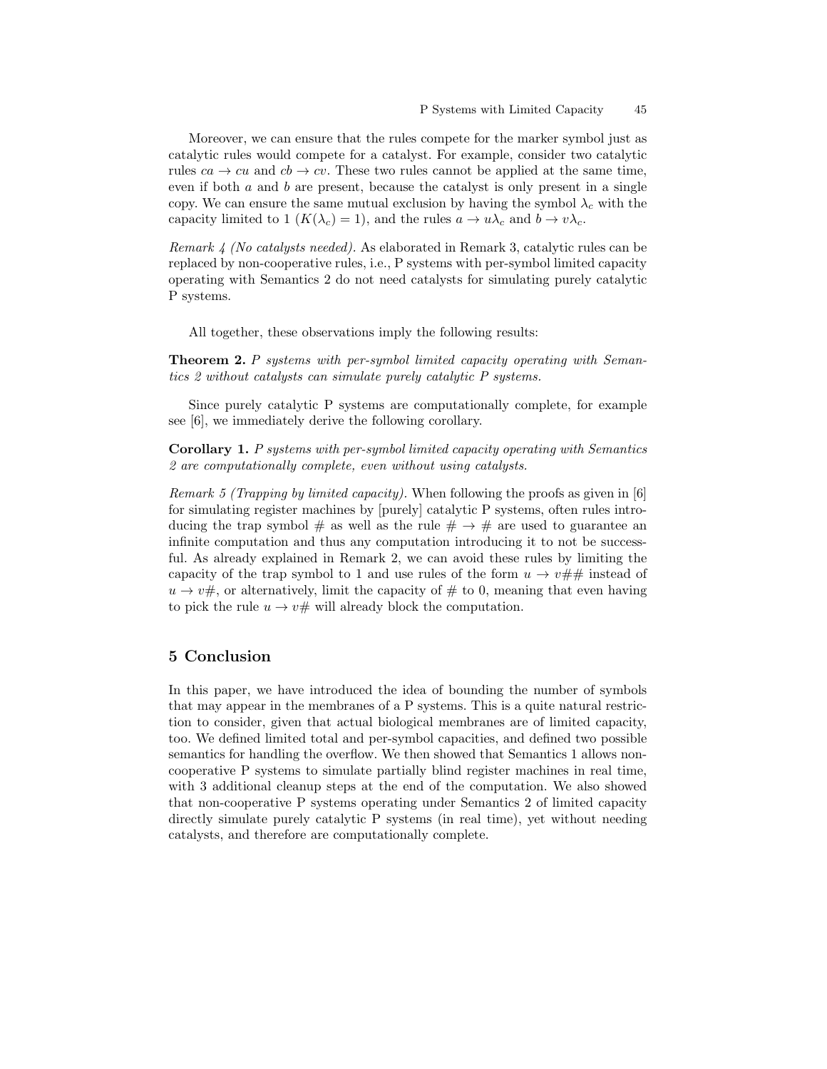Moreover, we can ensure that the rules compete for the marker symbol just as catalytic rules would compete for a catalyst. For example, consider two catalytic rules $ca \to cu$ and $cb \to cv$. These two rules cannot be applied at the same time, even if both $a$ and $b$ are present, because the catalyst is only present in a single copy. We can ensure the same mutual exclusion by having the symbol $\lambda_c$ with the capacity limited to 1 ($K(\lambda_c) = 1$), and the rules $a \to u\lambda_c$ and $b \to v\lambda_c$.

*Remark 4 (No catalysts needed).* As elaborated in Remark 3, catalytic rules can be replaced by non-cooperative rules, i.e., P systems with per-symbol limited capacity operating with Semantics 2 do not need catalysts for simulating purely catalytic P systems.

All together, these observations imply the following results:

**Theorem 2.** *P systems with per-symbol limited capacity operating with Semantics 2 without catalysts can simulate purely catalytic P systems.*

Since purely catalytic P systems are computationally complete, for example see [6], we immediately derive the following corollary.

**Corollary 1.** *P systems with per-symbol limited capacity operating with Semantics 2 are computationally complete, even without using catalysts.*

*Remark 5 (Trapping by limited capacity).* When following the proofs as given in [6] for simulating register machines by [purely] catalytic P systems, often rules introducing the trap symbol # as well as the rule $\# \to \#$ are used to guarantee an infinite computation and thus any computation introducing it to not be successful. As already explained in Remark 2, we can avoid these rules by limiting the capacity of the trap symbol to 1 and use rules of the form $u \to v\#\#$ instead of $u \to v\#$, or alternatively, limit the capacity of # to 0, meaning that even having to pick the rule $u \to v\#$ will already block the computation.

## 5 Conclusion

In this paper, we have introduced the idea of bounding the number of symbols that may appear in the membranes of a P systems. This is a quite natural restriction to consider, given that actual biological membranes are of limited capacity, too. We defined limited total and per-symbol capacities, and defined two possible semantics for handling the overflow. We then showed that Semantics 1 allows non-cooperative P systems to simulate partially blind register machines in real time, with 3 additional cleanup steps at the end of the computation. We also showed that non-cooperative P systems operating under Semantics 2 of limited capacity directly simulate purely catalytic P systems (in real time), yet without needing catalysts, and therefore are computationally complete.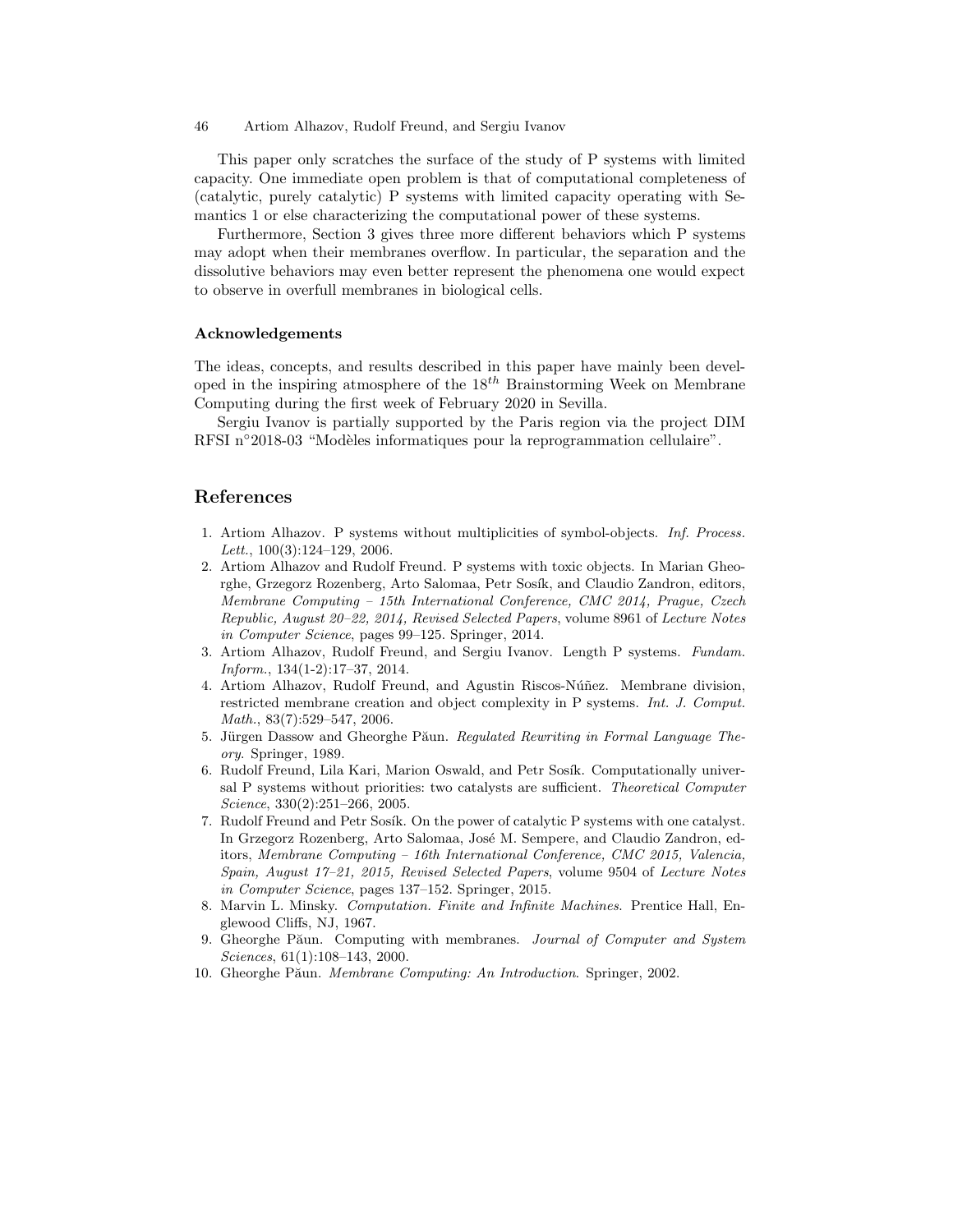This paper only scratches the surface of the study of P systems with limited capacity. One immediate open problem is that of computational completeness of (catalytic, purely catalytic) P systems with limited capacity operating with Semantics 1 or else characterizing the computational power of these systems.

Furthermore, Section 3 gives three more different behaviors which P systems may adopt when their membranes overflow. In particular, the separation and the dissolutive behaviors may even better represent the phenomena one would expect to observe in overfull membranes in biological cells.

### Acknowledgements

The ideas, concepts, and results described in this paper have mainly been developed in the inspiring atmosphere of the $18^{th}$ Brainstorming Week on Membrane Computing during the first week of February 2020 in Sevilla.

Sergiu Ivanov is partially supported by the Paris region via the project DIM RFSI n°2018-03 "Modèles informatiques pour la reprogrammation cellulaire".

## References

1. Artiom Alhazov. P systems without multiplicities of symbol-objects. *Inf. Process. Lett.*, 100(3):124–129, 2006.
2. Artiom Alhazov and Rudolf Freund. P systems with toxic objects. In Marian Gheorghe, Grzegorz Rozenberg, Arto Salomaa, Petr Sosík, and Claudio Zandron, editors, *Membrane Computing – 15th International Conference, CMC 2014, Prague, Czech Republic, August 20–22, 2014, Revised Selected Papers*, volume 8961 of *Lecture Notes in Computer Science*, pages 99–125. Springer, 2014.
3. Artiom Alhazov, Rudolf Freund, and Sergiu Ivanov. Length P systems. *Fundam. Inform.*, 134(1-2):17–37, 2014.
4. Artiom Alhazov, Rudolf Freund, and Agustin Riscos-Núñez. Membrane division, restricted membrane creation and object complexity in P systems. *Int. J. Comput. Math.*, 83(7):529–547, 2006.
5. Jürgen Dassow and Gheorghe Păun. *Regulated Rewriting in Formal Language Theory*. Springer, 1989.
6. Rudolf Freund, Lila Kari, Marion Oswald, and Petr Sosík. Computationally universal P systems without priorities: two catalysts are sufficient. *Theoretical Computer Science*, 330(2):251–266, 2005.
7. Rudolf Freund and Petr Sosík. On the power of catalytic P systems with one catalyst. In Grzegorz Rozenberg, Arto Salomaa, José M. Sempere, and Claudio Zandron, editors, *Membrane Computing – 16th International Conference, CMC 2015, Valencia, Spain, August 17–21, 2015, Revised Selected Papers*, volume 9504 of *Lecture Notes in Computer Science*, pages 137–152. Springer, 2015.
8. Marvin L. Minsky. *Computation. Finite and Infinite Machines*. Prentice Hall, Englewood Cliffs, NJ, 1967.
9. Gheorghe Păun. Computing with membranes. *Journal of Computer and System Sciences*, 61(1):108–143, 2000.
10. Gheorghe Păun. *Membrane Computing: An Introduction*. Springer, 2002.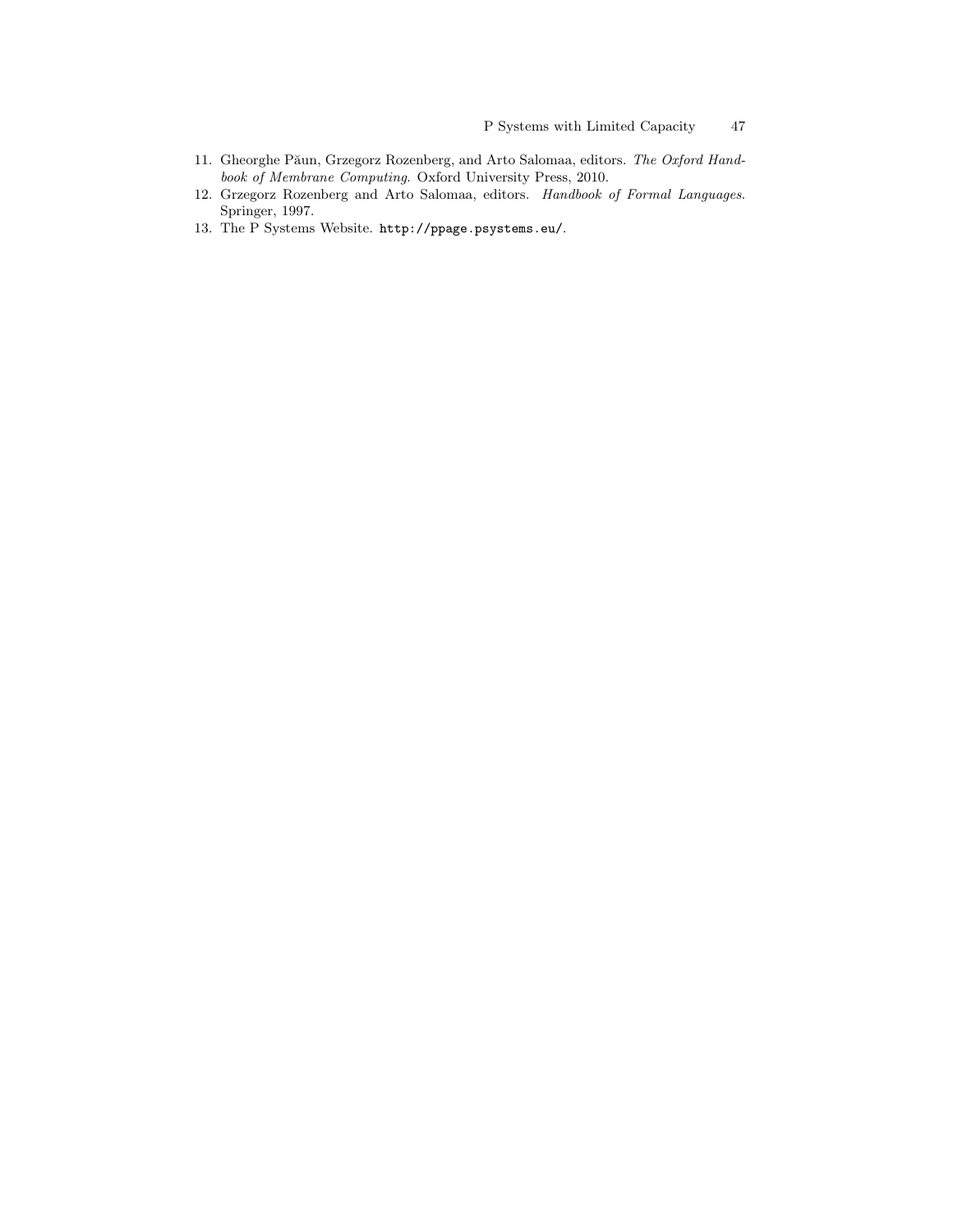11. Gheorghe Păun, Grzegorz Rozenberg, and Arto Salomaa, editors. *The Oxford Handbook of Membrane Computing*. Oxford University Press, 2010.
12. Grzegorz Rozenberg and Arto Salomaa, editors. *Handbook of Formal Languages*. Springer, 1997.
13. The P Systems Website. `http://ppage.psystems.eu/`.